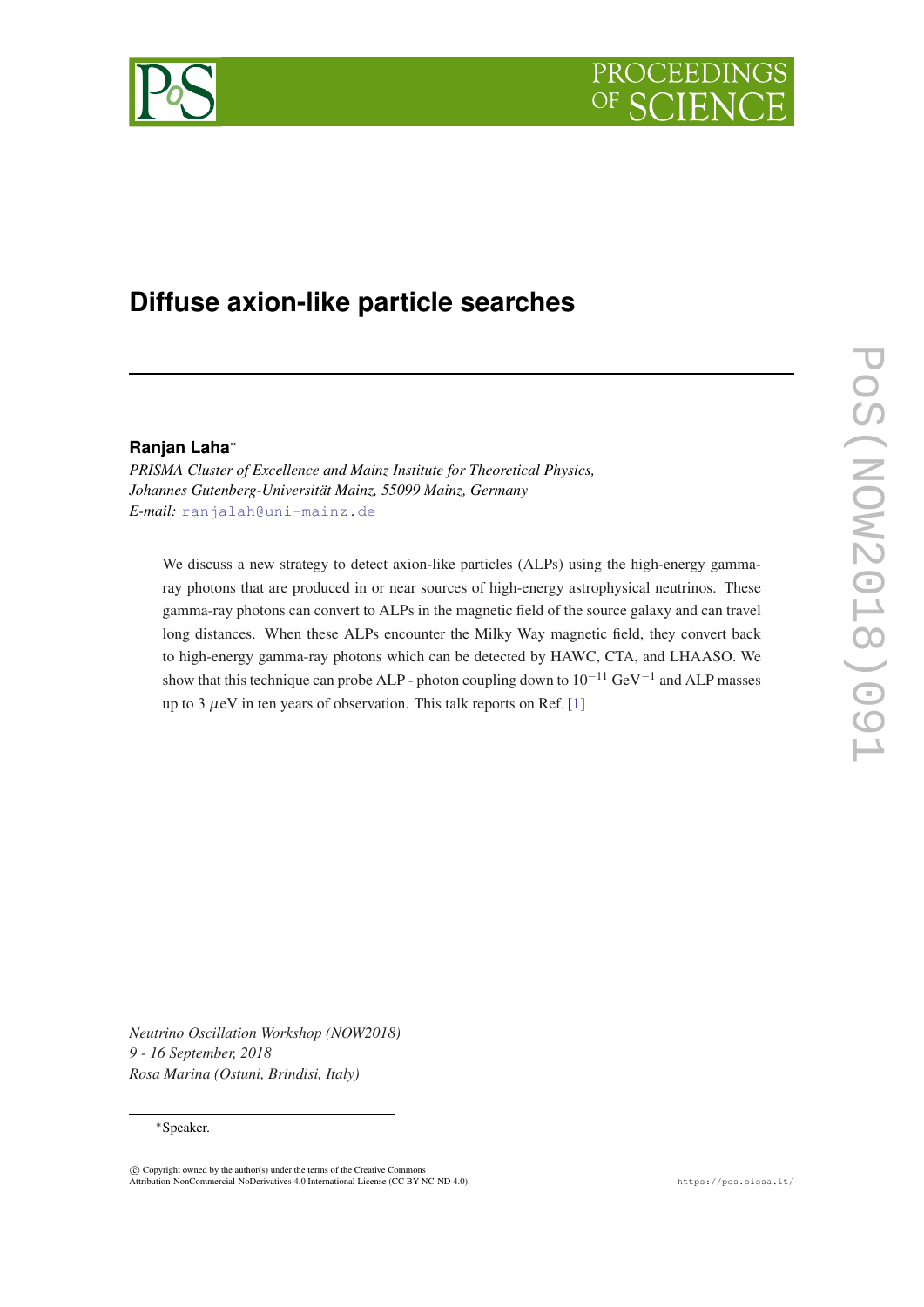# Diffuse axion-like particle searches

**Ranjan Laha***

*PRISMA Cluster of Excellence and Mainz Institute for Theoretical Physics,*
*Johannes Gutenberg-Universität Mainz, 55099 Mainz, Germany*
*E-mail:* ranjalah@uni-mainz.de

We discuss a new strategy to detect axion-like particles (ALPs) using the high-energy gamma-ray photons that are produced in or near sources of high-energy astrophysical neutrinos. These gamma-ray photons can convert to ALPs in the magnetic field of the source galaxy and can travel long distances. When these ALPs encounter the Milky Way magnetic field, they convert back to high-energy gamma-ray photons which can be detected by HAWC, CTA, and LHAASO. We show that this technique can probe ALP - photon coupling down to $10^{-11}$ GeV$^{-1}$ and ALP masses up to 3 $\mu$eV in ten years of observation. This talk reports on Ref. [1]

*Neutrino Oscillation Workshop (NOW2018)*
*9 - 16 September, 2018*
*Rosa Marina (Ostuni, Brindisi, Italy)*

*Speaker.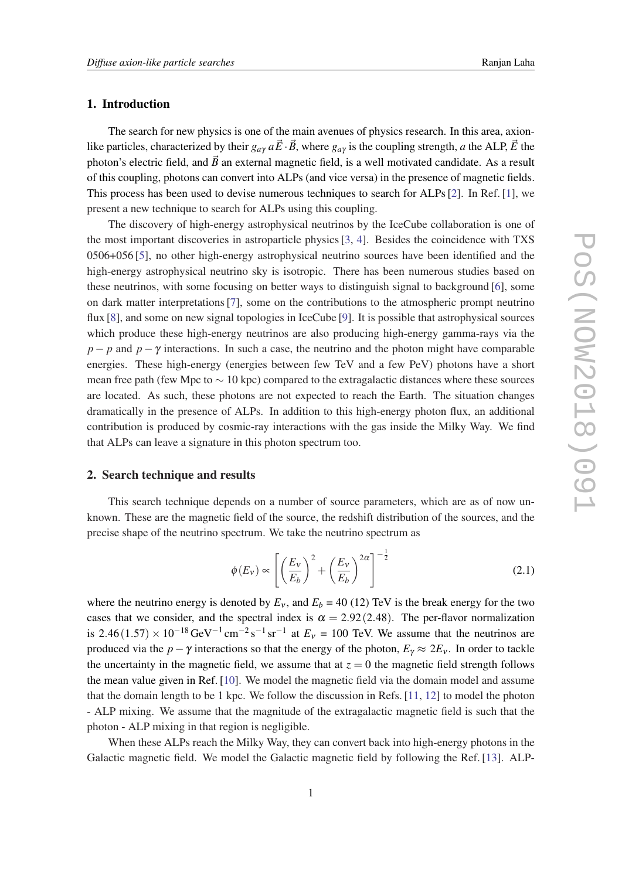## 1. Introduction

The search for new physics is one of the main avenues of physics research. In this area, axion-like particles, characterized by their $g_{a\gamma}\, a\vec{E}\cdot\vec{B}$, where $g_{a\gamma}$ is the coupling strength, $a$ the ALP, $\vec{E}$ the photon's electric field, and $\vec{B}$ an external magnetic field, is a well motivated candidate. As a result of this coupling, photons can convert into ALPs (and vice versa) in the presence of magnetic fields. This process has been used to devise numerous techniques to search for ALPs [2]. In Ref. [1], we present a new technique to search for ALPs using this coupling.

The discovery of high-energy astrophysical neutrinos by the IceCube collaboration is one of the most important discoveries in astroparticle physics [3, 4]. Besides the coincidence with TXS 0506+056 [5], no other high-energy astrophysical neutrino sources have been identified and the high-energy astrophysical neutrino sky is isotropic. There has been numerous studies based on these neutrinos, with some focusing on better ways to distinguish signal to background [6], some on dark matter interpretations [7], some on the contributions to the atmospheric prompt neutrino flux [8], and some on new signal topologies in IceCube [9]. It is possible that astrophysical sources which produce these high-energy neutrinos are also producing high-energy gamma-rays via the $p-p$ and $p-\gamma$ interactions. In such a case, the neutrino and the photon might have comparable energies. These high-energy (energies between few TeV and a few PeV) photons have a short mean free path (few Mpc to $\sim$ 10 kpc) compared to the extragalactic distances where these sources are located. As such, these photons are not expected to reach the Earth. The situation changes dramatically in the presence of ALPs. In addition to this high-energy photon flux, an additional contribution is produced by cosmic-ray interactions with the gas inside the Milky Way. We find that ALPs can leave a signature in this photon spectrum too.

## 2. Search technique and results

This search technique depends on a number of source parameters, which are as of now unknown. These are the magnetic field of the source, the redshift distribution of the sources, and the precise shape of the neutrino spectrum. We take the neutrino spectrum as

$$\phi(E_\nu) \propto \left[\left(\frac{E_\nu}{E_b}\right)^2 + \left(\frac{E_\nu}{E_b}\right)^{2\alpha}\right]^{-\frac{1}{2}} \tag{2.1}$$

where the neutrino energy is denoted by $E_\nu$, and $E_b$ = 40 (12) TeV is the break energy for the two cases that we consider, and the spectral index is $\alpha = 2.92\,(2.48)$. The per-flavor normalization is $2.46\,(1.57)\times 10^{-18}\,\mathrm{GeV}^{-1}\,\mathrm{cm}^{-2}\,\mathrm{s}^{-1}\,\mathrm{sr}^{-1}$ at $E_\nu$ = 100 TeV. We assume that the neutrinos are produced via the $p-\gamma$ interactions so that the energy of the photon, $E_\gamma \approx 2E_\nu$. In order to tackle the uncertainty in the magnetic field, we assume that at $z = 0$ the magnetic field strength follows the mean value given in Ref. [10]. We model the magnetic field via the domain model and assume that the domain length to be 1 kpc. We follow the discussion in Refs. [11, 12] to model the photon - ALP mixing. We assume that the magnitude of the extragalactic magnetic field is such that the photon - ALP mixing in that region is negligible.

When these ALPs reach the Milky Way, they can convert back into high-energy photons in the Galactic magnetic field. We model the Galactic magnetic field by following the Ref. [13]. ALP-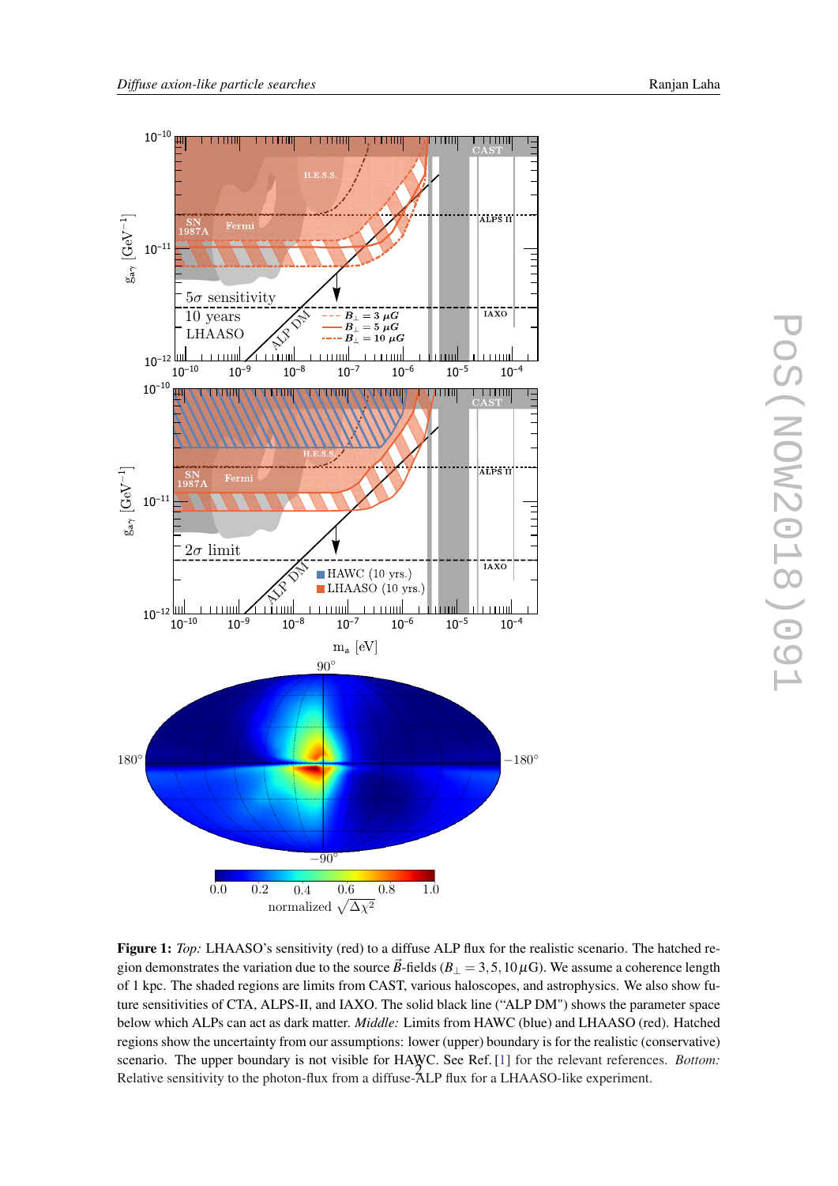**Figure 1:** *Top:* LHAASO's sensitivity (red) to a diffuse ALP flux for the realistic scenario. The hatched region demonstrates the variation due to the source $\vec{B}$-fields ($B_\perp = 3, 5, 10\,\mu$G). We assume a coherence length of 1 kpc. The shaded regions are limits from CAST, various haloscopes, and astrophysics. We also show future sensitivities of CTA, ALPS-II, and IAXO. The solid black line ("ALP DM") shows the parameter space below which ALPs can act as dark matter. *Middle:* Limits from HAWC (blue) and LHAASO (red). Hatched regions show the uncertainty from our assumptions: lower (upper) boundary is for the realistic (conservative) scenario. The upper boundary is not visible for HAWC. See Ref. [1] for the relevant references. *Bottom:* Relative sensitivity to the photon-flux from a diffuse-ALP flux for a LHAASO-like experiment.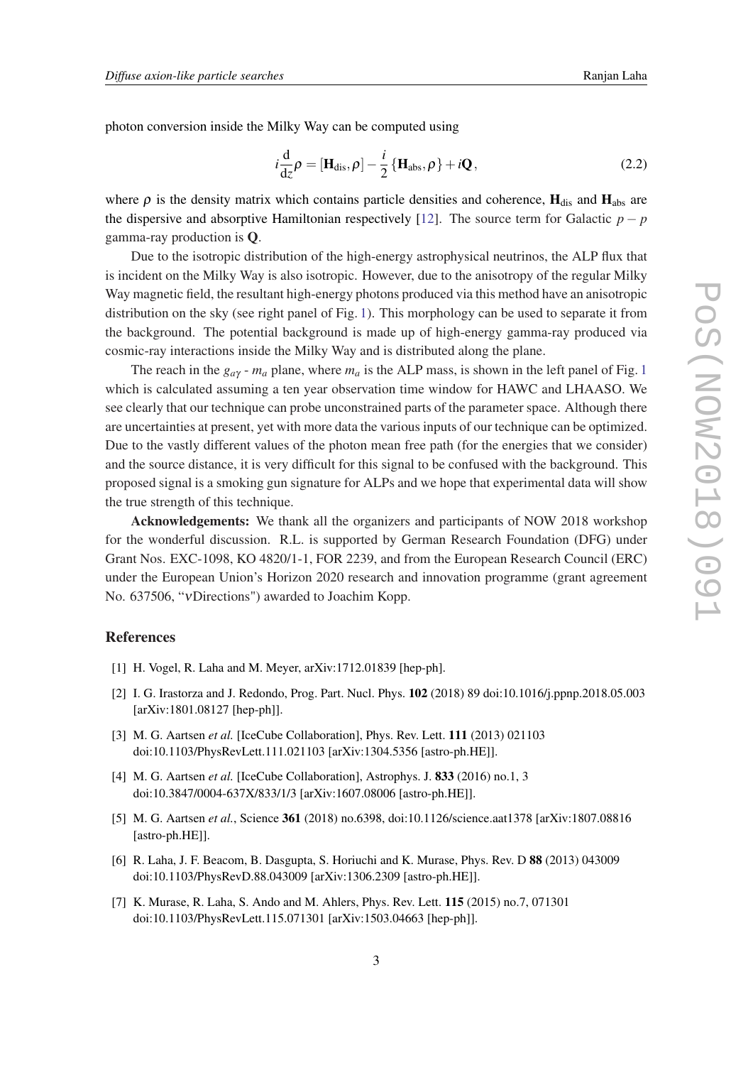photon conversion inside the Milky Way can be computed using

$$i\frac{\mathrm{d}}{\mathrm{d}z}\rho = [\mathbf{H}_{\rm dis}, \rho] - \frac{i}{2}\{\mathbf{H}_{\rm abs}, \rho\} + i\mathbf{Q}, \tag{2.2}$$

where $\rho$ is the density matrix which contains particle densities and coherence, $\mathbf{H}_{\rm dis}$ and $\mathbf{H}_{\rm abs}$ are the dispersive and absorptive Hamiltonian respectively [12]. The source term for Galactic $p-p$ gamma-ray production is $\mathbf{Q}$.

Due to the isotropic distribution of the high-energy astrophysical neutrinos, the ALP flux that is incident on the Milky Way is also isotropic. However, due to the anisotropy of the regular Milky Way magnetic field, the resultant high-energy photons produced via this method have an anisotropic distribution on the sky (see right panel of Fig. 1). This morphology can be used to separate it from the background. The potential background is made up of high-energy gamma-ray produced via cosmic-ray interactions inside the Milky Way and is distributed along the plane.

The reach in the $g_{a\gamma}$ - $m_a$ plane, where $m_a$ is the ALP mass, is shown in the left panel of Fig. 1 which is calculated assuming a ten year observation time window for HAWC and LHAASO. We see clearly that our technique can probe unconstrained parts of the parameter space. Although there are uncertainties at present, yet with more data the various inputs of our technique can be optimized. Due to the vastly different values of the photon mean free path (for the energies that we consider) and the source distance, it is very difficult for this signal to be confused with the background. This proposed signal is a smoking gun signature for ALPs and we hope that experimental data will show the true strength of this technique.

**Acknowledgements:** We thank all the organizers and participants of NOW 2018 workshop for the wonderful discussion. R.L. is supported by German Research Foundation (DFG) under Grant Nos. EXC-1098, KO 4820/1-1, FOR 2239, and from the European Research Council (ERC) under the European Union's Horizon 2020 research and innovation programme (grant agreement No. 637506, "$\nu$Directions") awarded to Joachim Kopp.

## References

[1] H. Vogel, R. Laha and M. Meyer, arXiv:1712.01839 [hep-ph].

[2] I. G. Irastorza and J. Redondo, Prog. Part. Nucl. Phys. **102** (2018) 89 doi:10.1016/j.ppnp.2018.05.003 [arXiv:1801.08127 [hep-ph]].

[3] M. G. Aartsen *et al.* [IceCube Collaboration], Phys. Rev. Lett. **111** (2013) 021103 doi:10.1103/PhysRevLett.111.021103 [arXiv:1304.5356 [astro-ph.HE]].

[4] M. G. Aartsen *et al.* [IceCube Collaboration], Astrophys. J. **833** (2016) no.1, 3 doi:10.3847/0004-637X/833/1/3 [arXiv:1607.08006 [astro-ph.HE]].

[5] M. G. Aartsen *et al.*, Science **361** (2018) no.6398, doi:10.1126/science.aat1378 [arXiv:1807.08816 [astro-ph.HE]].

[6] R. Laha, J. F. Beacom, B. Dasgupta, S. Horiuchi and K. Murase, Phys. Rev. D **88** (2013) 043009 doi:10.1103/PhysRevD.88.043009 [arXiv:1306.2309 [astro-ph.HE]].

[7] K. Murase, R. Laha, S. Ando and M. Ahlers, Phys. Rev. Lett. **115** (2015) no.7, 071301 doi:10.1103/PhysRevLett.115.071301 [arXiv:1503.04663 [hep-ph]].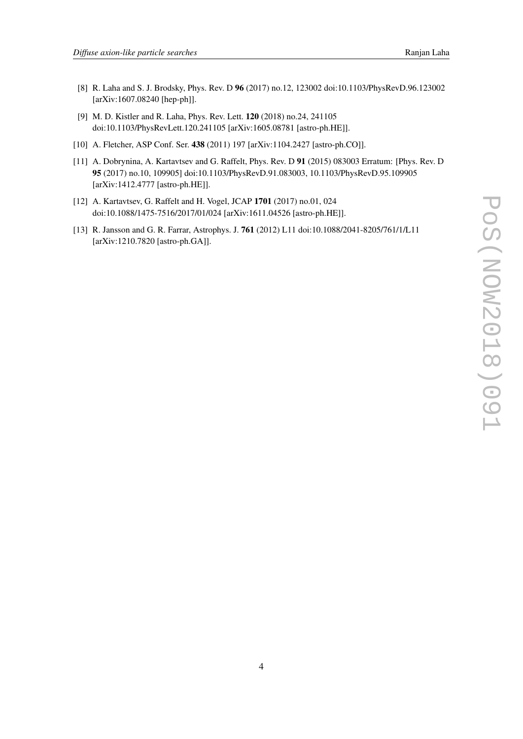[8] R. Laha and S. J. Brodsky, Phys. Rev. D **96** (2017) no.12, 123002 doi:10.1103/PhysRevD.96.123002 [arXiv:1607.08240 [hep-ph]].

[9] M. D. Kistler and R. Laha, Phys. Rev. Lett. **120** (2018) no.24, 241105 doi:10.1103/PhysRevLett.120.241105 [arXiv:1605.08781 [astro-ph.HE]].

[10] A. Fletcher, ASP Conf. Ser. **438** (2011) 197 [arXiv:1104.2427 [astro-ph.CO]].

[11] A. Dobrynina, A. Kartavtsev and G. Raffelt, Phys. Rev. D **91** (2015) 083003 Erratum: [Phys. Rev. D **95** (2017) no.10, 109905] doi:10.1103/PhysRevD.91.083003, 10.1103/PhysRevD.95.109905 [arXiv:1412.4777 [astro-ph.HE]].

[12] A. Kartavtsev, G. Raffelt and H. Vogel, JCAP **1701** (2017) no.01, 024 doi:10.1088/1475-7516/2017/01/024 [arXiv:1611.04526 [astro-ph.HE]].

[13] R. Jansson and G. R. Farrar, Astrophys. J. **761** (2012) L11 doi:10.1088/2041-8205/761/1/L11 [arXiv:1210.7820 [astro-ph.GA]].